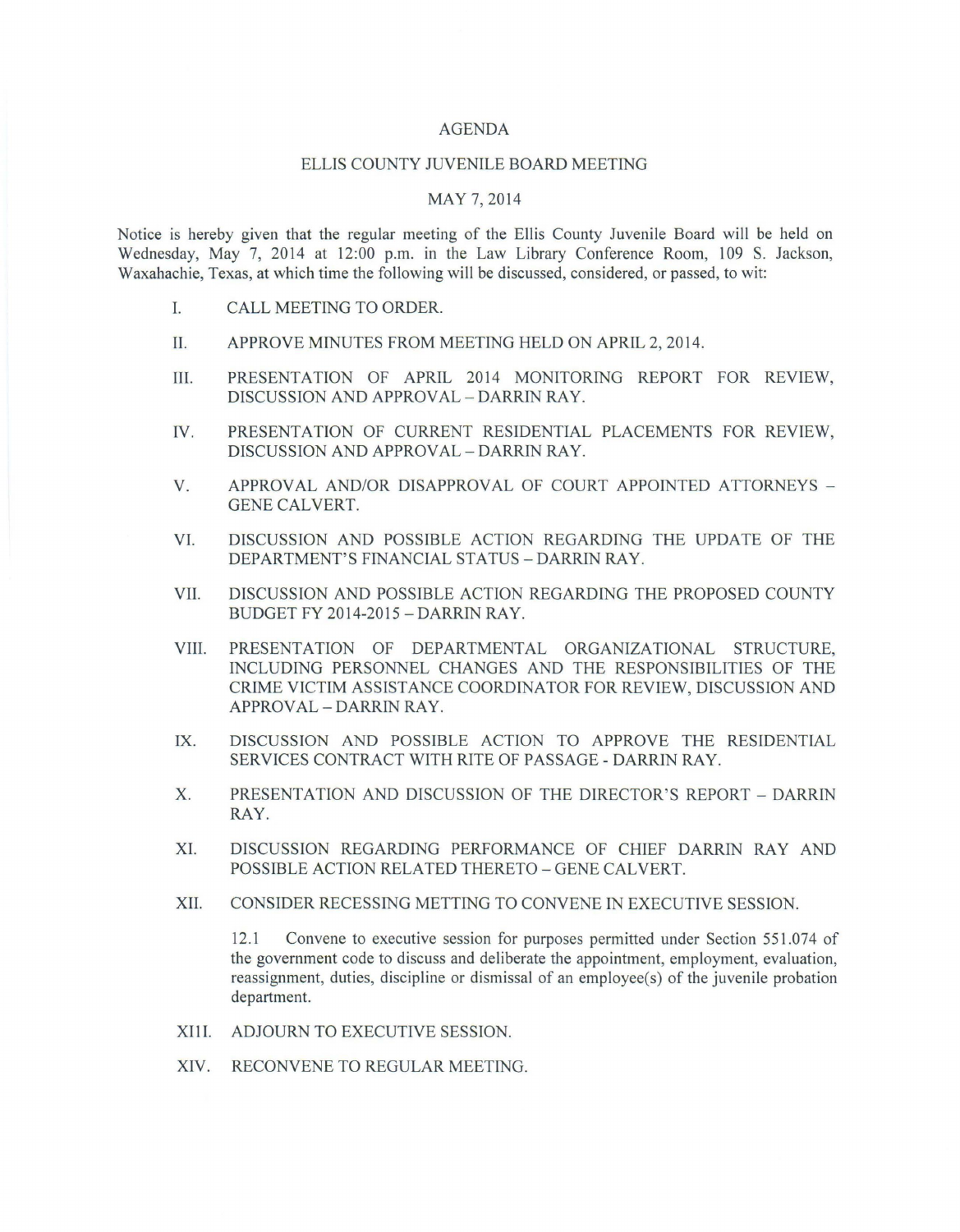# AGENDA

## ELLIS COUNTY JUVENILE BOARD MEETING

## MAY 7, 2014

Notice is hereby given that the regular meeting of the Ellis County Juvenile Board will be held on Wednesday, May 7, 2014 at 12:00 p.m. in the Law Library Conference Room, 109 S. Jackson, Waxahachie, Texas, at which time the following will be discussed, considered, or passed, to wit:

I. CALL MEETING TO ORDER.

II. APPROVE MINUTES FROM MEETING HELD ON APRIL 2, 2014.

III. PRESENTATION OF APRIL 2014 MONITORING REPORT FOR REVIEW, DISCUSSION AND APPROVAL – DARRIN RAY.

IV. PRESENTATION OF CURRENT RESIDENTIAL PLACEMENTS FOR REVIEW, DISCUSSION AND APPROVAL – DARRIN RAY.

V. APPROVAL AND/OR DISAPPROVAL OF COURT APPOINTED ATTORNEYS – GENE CALVERT.

VI. DISCUSSION AND POSSIBLE ACTION REGARDING THE UPDATE OF THE DEPARTMENT'S FINANCIAL STATUS – DARRIN RAY.

VII. DISCUSSION AND POSSIBLE ACTION REGARDING THE PROPOSED COUNTY BUDGET FY 2014-2015 – DARRIN RAY.

VIII. PRESENTATION OF DEPARTMENTAL ORGANIZATIONAL STRUCTURE, INCLUDING PERSONNEL CHANGES AND THE RESPONSIBILITIES OF THE CRIME VICTIM ASSISTANCE COORDINATOR FOR REVIEW, DISCUSSION AND APPROVAL – DARRIN RAY.

IX. DISCUSSION AND POSSIBLE ACTION TO APPROVE THE RESIDENTIAL SERVICES CONTRACT WITH RITE OF PASSAGE - DARRIN RAY.

X. PRESENTATION AND DISCUSSION OF THE DIRECTOR'S REPORT – DARRIN RAY.

XI. DISCUSSION REGARDING PERFORMANCE OF CHIEF DARRIN RAY AND POSSIBLE ACTION RELATED THERETO – GENE CALVERT.

XII. CONSIDER RECESSING METTING TO CONVENE IN EXECUTIVE SESSION.

12.1 Convene to executive session for purposes permitted under Section 551.074 of the government code to discuss and deliberate the appointment, employment, evaluation, reassignment, duties, discipline or dismissal of an employee(s) of the juvenile probation department.

XIII. ADJOURN TO EXECUTIVE SESSION.

XIV. RECONVENE TO REGULAR MEETING.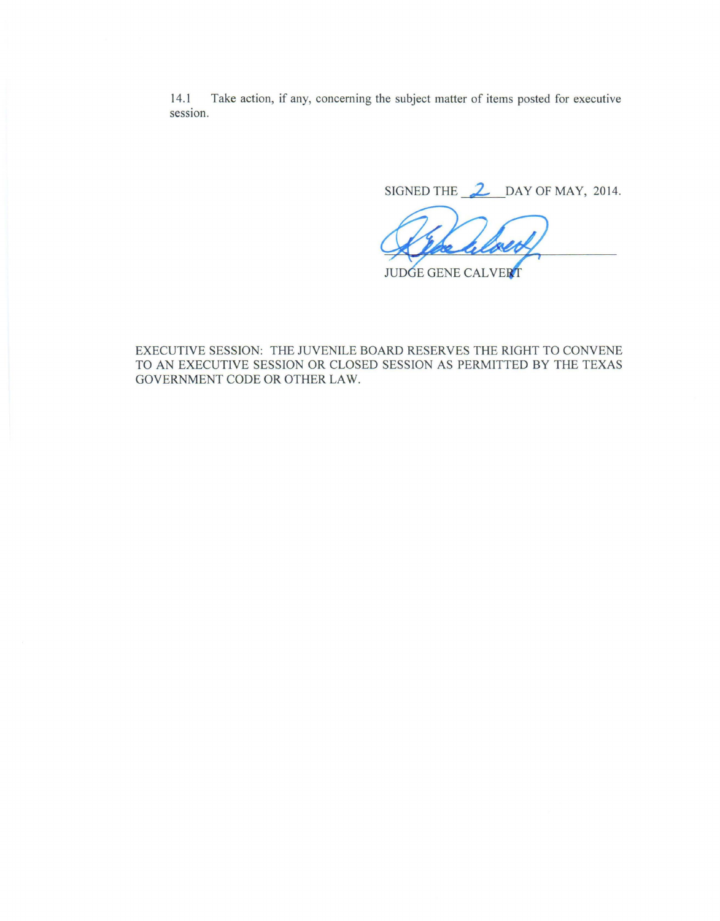14.1 Take action, if any, concerning the subject matter of items posted for executive session.

SIGNED THE 2 DAY OF MAY, 2014.

JUDGE GENE CALVERT

EXECUTIVE SESSION: THE JUVENILE BOARD RESERVES THE RIGHT TO CONVENE TO AN EXECUTIVE SESSION OR CLOSED SESSION AS PERMITTED BY THE TEXAS GOVERNMENT CODE OR OTHER LAW.